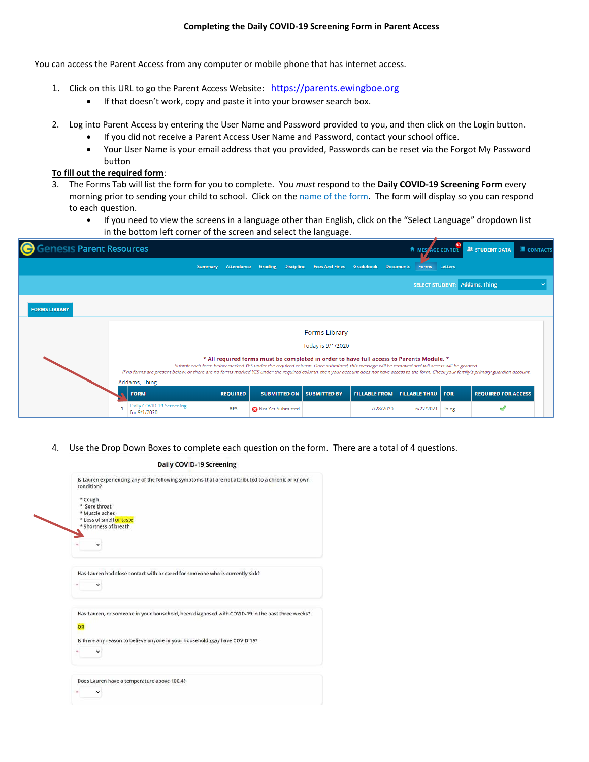# Completing the Daily COVID-19 Screening Form in Parent Access

You can access the Parent Access from any computer or mobile phone that has internet access.

1. Click on this URL to go the Parent Access Website: [https://parents.ewingboe.org](https://parents.ewingboe.org)
   - If that doesn't work, copy and paste it into your browser search box.

2. Log into Parent Access by entering the User Name and Password provided to you, and then click on the Login button.
   - If you did not receive a Parent Access User Name and Password, contact your school office.
   - Your User Name is your email address that you provided, Passwords can be reset via the Forgot My Password button

**<u>To fill out the required form</u>**:

3. The Forms Tab will list the form for you to complete. You *must* respond to the **Daily COVID-19 Screening Form** every morning prior to sending your child to school. Click on the name of the form. The form will display so you can respond to each question.
   - If you need to view the screens in a language other than English, click on the "Select Language" dropdown list in the bottom left corner of the screen and select the language.

Genesis Parent Resources

MESSAGE CENTER | STUDENT DATA | CONTACTS

Summary | Attendance | Grading | Discipline | Fees And Fines | Gradebook | Documents | Forms | Letters

SELECT STUDENT: Addams, Thing

FORMS LIBRARY

Forms Library

Today is 9/1/2020

\* All required forms must be completed in order to have full access to Parents Module. \*

*Submit each form below marked YES under the required column. Once submitted, this message will be removed and full access will be granted.*

*If no forms are present below, or there are no forms marked YES under the required column, then your account does not have access to the form. Check your family's primary guardian account.*

Addams, Thing

| | FORM | REQUIRED | SUBMITTED ON | SUBMITTED BY | FILLABLE FROM | FILLABLE THRU | FOR | REQUIRED FOR ACCESS |
|---|---|---|---|---|---|---|---|---|
| 1. | Daily COVID-19 Screening for 9/1/2020 | YES | Not Yet Submitted | | 7/28/2020 | 6/22/2021 | Thing | ✓ |

4. Use the Drop Down Boxes to complete each question on the form. There are a total of 4 questions.

**Daily COVID-19 Screening**

Is Lauren experiencing any of the following symptoms that are not attributed to a chronic or known condition?

\* Cough
\* Sore throat
\* Muscle aches
\* Loss of smell or taste
\* Shortness of breath

Has Lauren had close contact with or cared for someone who is currently sick?

Has Lauren, or someone in your household, been diagnosed with COVID-19 in the past three weeks?

OR

Is there any reason to believe anyone in your household *may* have COVID-19?

Does Lauren have a temperature above 100.4?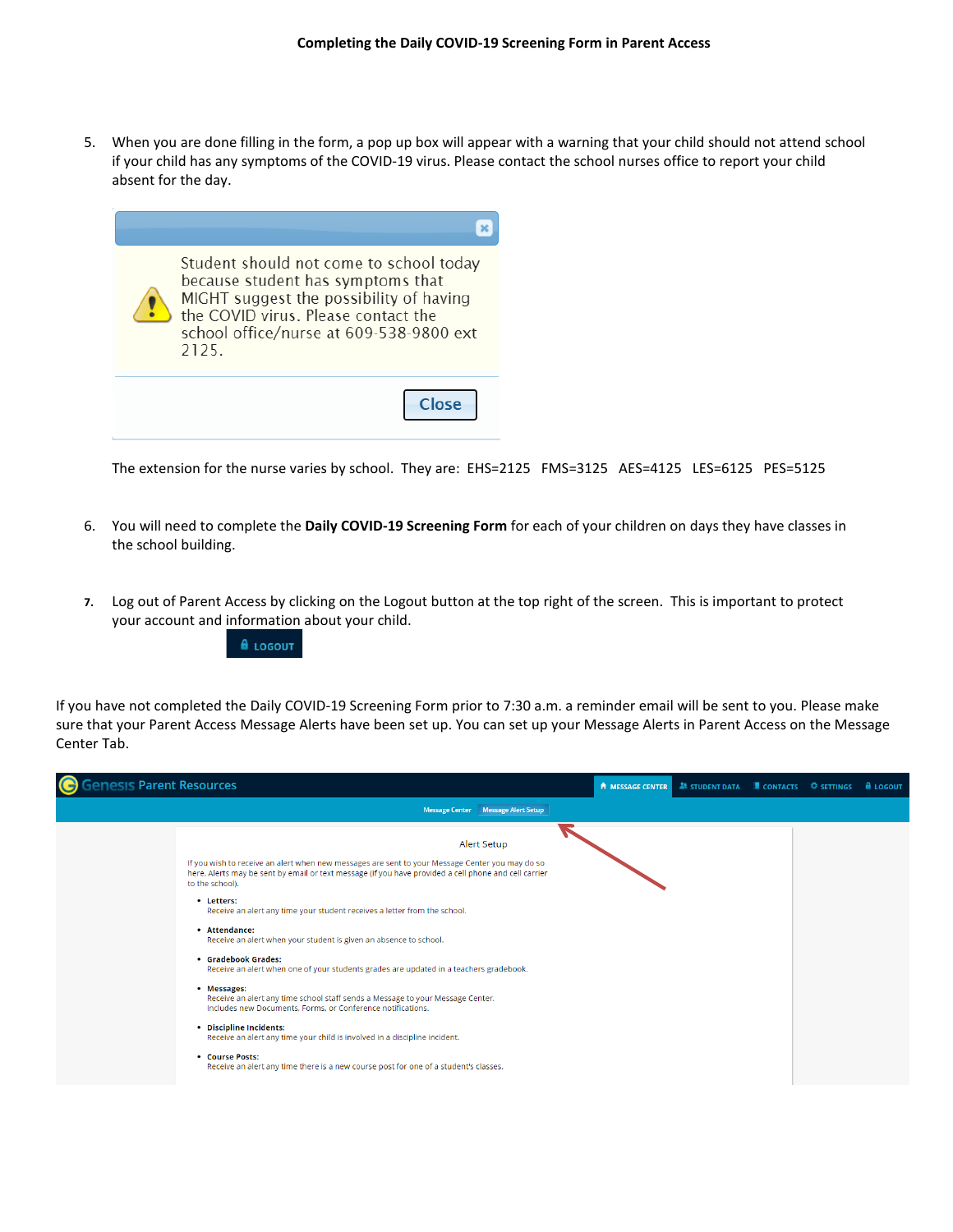**Completing the Daily COVID-19 Screening Form in Parent Access**

5. When you are done filling in the form, a pop up box will appear with a warning that your child should not attend school if your child has any symptoms of the COVID-19 virus. Please contact the school nurses office to report your child absent for the day.

   Student should not come to school today because student has symptoms that MIGHT suggest the possibility of having the COVID virus. Please contact the school office/nurse at 609-538-9800 ext 2125.

   Close

   The extension for the nurse varies by school. They are: EHS=2125 FMS=3125 AES=4125 LES=6125 PES=5125

6. You will need to complete the **Daily COVID-19 Screening Form** for each of your children on days they have classes in the school building.

7. Log out of Parent Access by clicking on the Logout button at the top right of the screen. This is important to protect your account and information about your child.

   LOGOUT

If you have not completed the Daily COVID-19 Screening Form prior to 7:30 a.m. a reminder email will be sent to you. Please make sure that your Parent Access Message Alerts have been set up. You can set up your Message Alerts in Parent Access on the Message Center Tab.

Genesis Parent Resources

MESSAGE CENTER STUDENT DATA CONTACTS SETTINGS LOGOUT

Message Center Message Alert Setup

Alert Setup

If you wish to receive an alert when new messages are sent to your Message Center you may do so here. Alerts may be sent by email or text message (if you have provided a cell phone and cell carrier to the school).

- **Letters:**
  Receive an alert any time your student receives a letter from the school.
- **Attendance:**
  Receive an alert when your student is given an absence to school.
- **Gradebook Grades:**
  Receive an alert when one of your students grades are updated in a teachers gradebook.
- **Messages:**
  Receive an alert any time school staff sends a Message to your Message Center. Includes new Documents, Forms, or Conference notifications.
- **Discipline Incidents:**
  Receive an alert any time your child is involved in a discipline incident.
- **Course Posts:**
  Receive an alert any time there is a new course post for one of a student's classes.